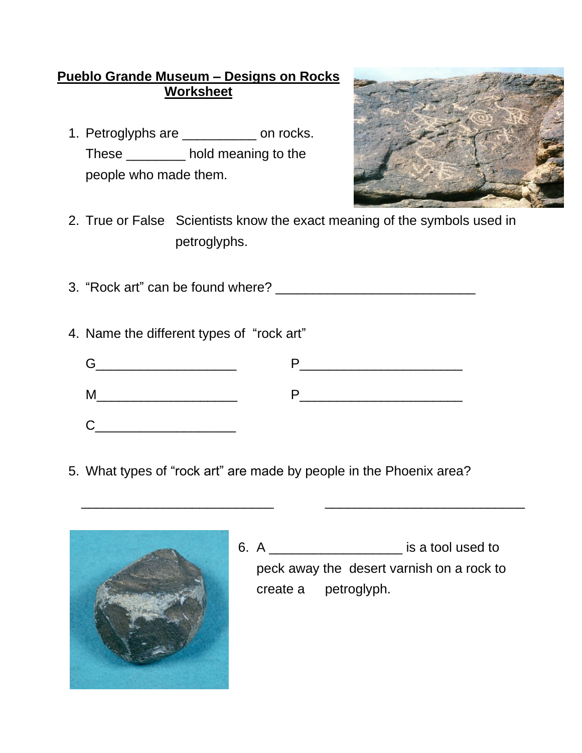**Pueblo Grande Museum – Designs on Rocks Worksheet**

1. Petroglyphs are __________ on rocks. These ________ hold meaning to the people who made them.

2. True or False   Scientists know the exact meaning of the symbols used in petroglyphs.

3. “Rock art” can be found where? ___________________________

4. Name the different types of “rock art”

   G___________________   P______________________

   M___________________   P______________________

   C___________________

5. What types of “rock art” are made by people in the Phoenix area?

   ___________________________   ___________________________

6. A __________________ is a tool used to peck away the desert varnish on a rock to create a petroglyph.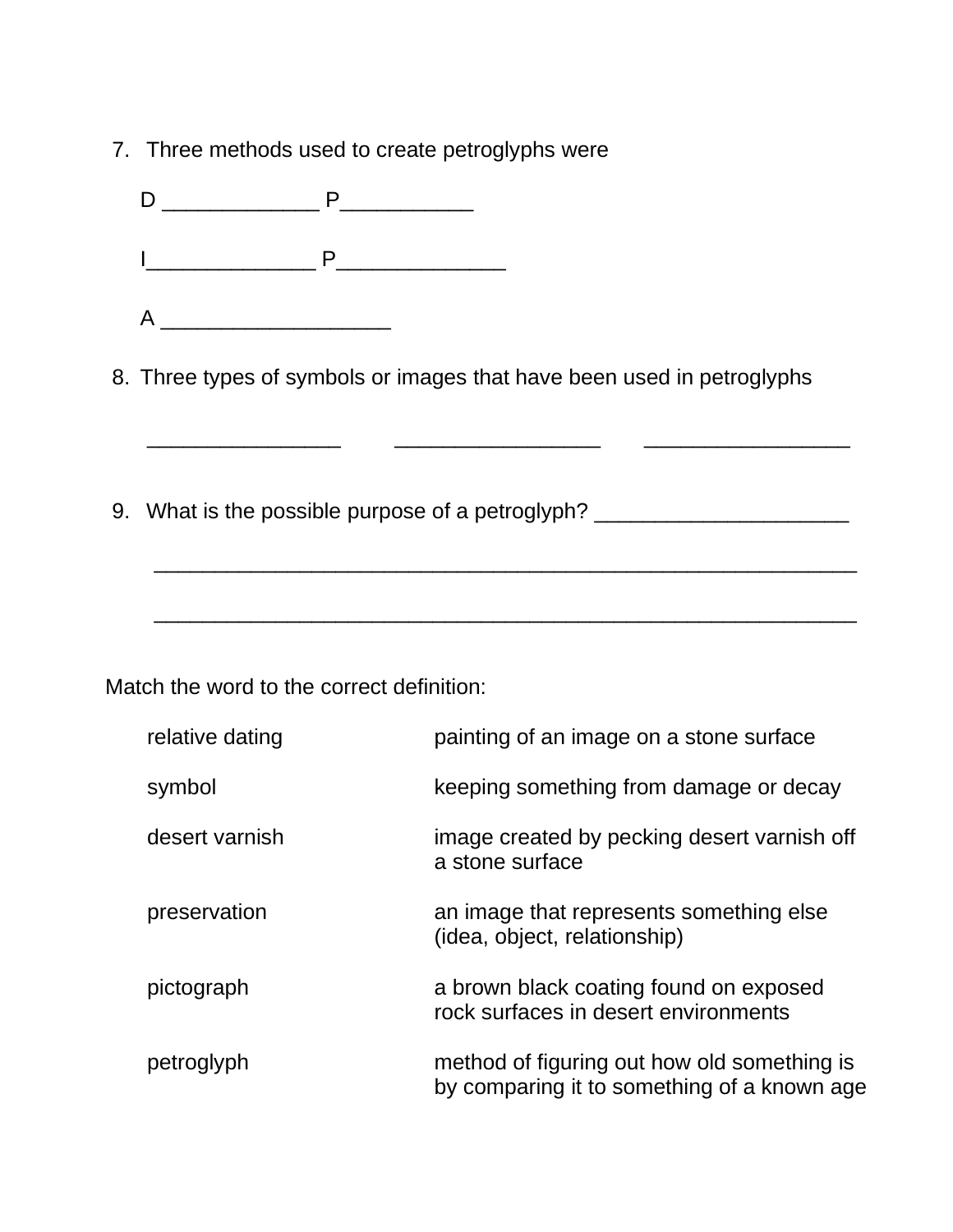7. Three methods used to create petroglyphs were

   D _____________ P___________

   I______________ P______________

   A ___________________

8. Three types of symbols or images that have been used in petroglyphs

   ________________ _________________ _________________

9. What is the possible purpose of a petroglyph? _____________________

   __________________________________________________________

   __________________________________________________________

Match the word to the correct definition:

| | |
|---|---|
| relative dating | painting of an image on a stone surface |
| symbol | keeping something from damage or decay |
| desert varnish | image created by pecking desert varnish off a stone surface |
| preservation | an image that represents something else (idea, object, relationship) |
| pictograph | a brown black coating found on exposed rock surfaces in desert environments |
| petroglyph | method of figuring out how old something is by comparing it to something of a known age |